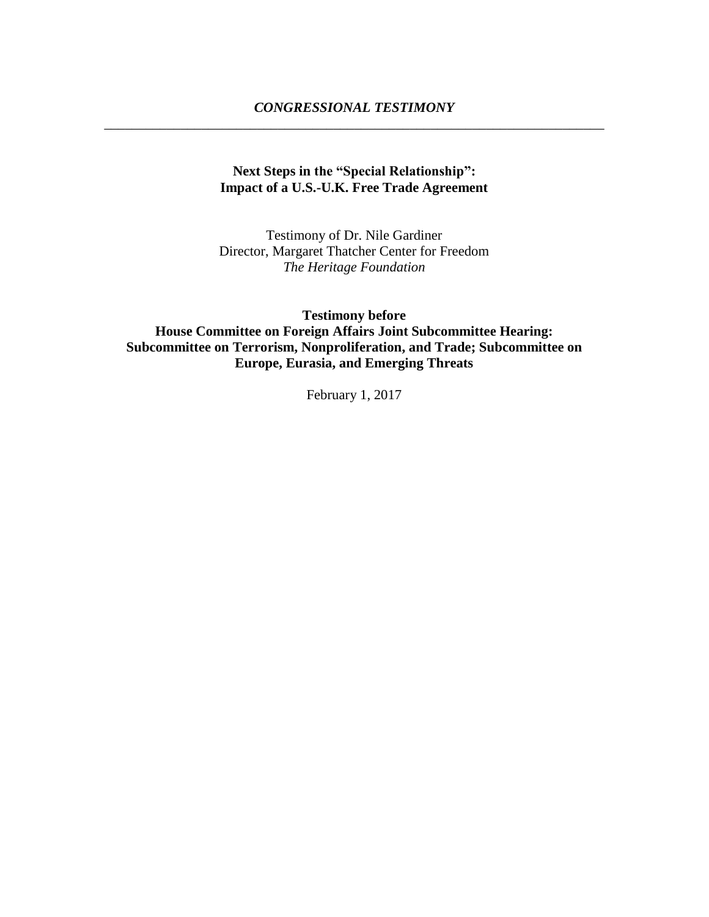***CONGRESSIONAL TESTIMONY***

---

# Next Steps in the "Special Relationship": Impact of a U.S.-U.K. Free Trade Agreement

Testimony of Dr. Nile Gardiner
Director, Margaret Thatcher Center for Freedom
*The Heritage Foundation*

**Testimony before**
**House Committee on Foreign Affairs Joint Subcommittee Hearing:**
**Subcommittee on Terrorism, Nonproliferation, and Trade; Subcommittee on Europe, Eurasia, and Emerging Threats**

February 1, 2017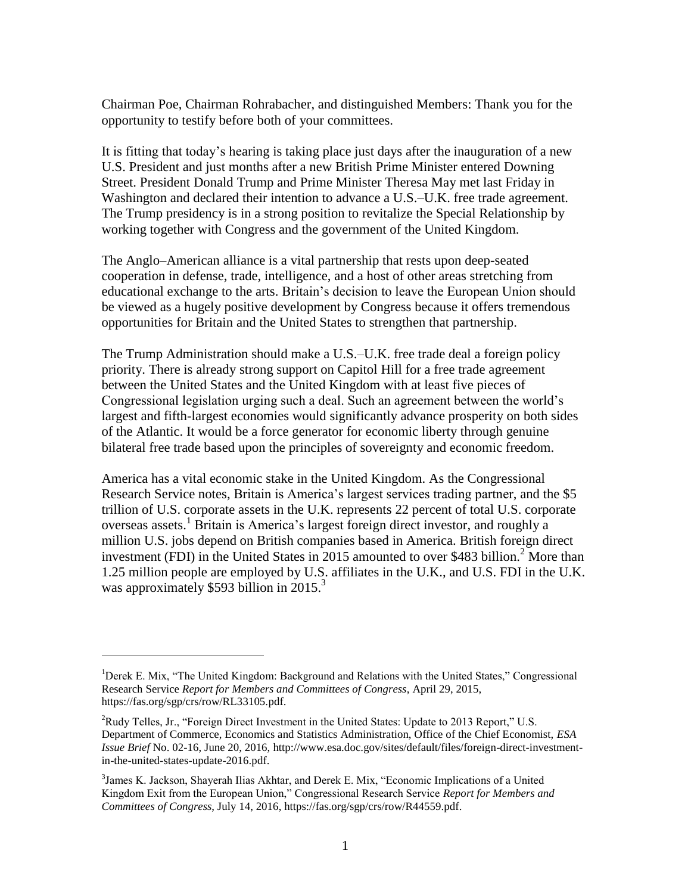Chairman Poe, Chairman Rohrabacher, and distinguished Members: Thank you for the opportunity to testify before both of your committees.

It is fitting that today's hearing is taking place just days after the inauguration of a new U.S. President and just months after a new British Prime Minister entered Downing Street. President Donald Trump and Prime Minister Theresa May met last Friday in Washington and declared their intention to advance a U.S.–U.K. free trade agreement. The Trump presidency is in a strong position to revitalize the Special Relationship by working together with Congress and the government of the United Kingdom.

The Anglo–American alliance is a vital partnership that rests upon deep-seated cooperation in defense, trade, intelligence, and a host of other areas stretching from educational exchange to the arts. Britain's decision to leave the European Union should be viewed as a hugely positive development by Congress because it offers tremendous opportunities for Britain and the United States to strengthen that partnership.

The Trump Administration should make a U.S.–U.K. free trade deal a foreign policy priority. There is already strong support on Capitol Hill for a free trade agreement between the United States and the United Kingdom with at least five pieces of Congressional legislation urging such a deal. Such an agreement between the world's largest and fifth-largest economies would significantly advance prosperity on both sides of the Atlantic. It would be a force generator for economic liberty through genuine bilateral free trade based upon the principles of sovereignty and economic freedom.

America has a vital economic stake in the United Kingdom. As the Congressional Research Service notes, Britain is America's largest services trading partner, and the $5 trillion of U.S. corporate assets in the U.K. represents 22 percent of total U.S. corporate overseas assets.[1] Britain is America's largest foreign direct investor, and roughly a million U.S. jobs depend on British companies based in America. British foreign direct investment (FDI) in the United States in 2015 amounted to over $483 billion.[2] More than 1.25 million people are employed by U.S. affiliates in the U.K., and U.S. FDI in the U.K. was approximately $593 billion in 2015.[3]

---

[1] Derek E. Mix, "The United Kingdom: Background and Relations with the United States," Congressional Research Service *Report for Members and Committees of Congress*, April 29, 2015, https://fas.org/sgp/crs/row/RL33105.pdf.

[2] Rudy Telles, Jr., "Foreign Direct Investment in the United States: Update to 2013 Report," U.S. Department of Commerce, Economics and Statistics Administration, Office of the Chief Economist, *ESA Issue Brief* No. 02-16, June 20, 2016, http://www.esa.doc.gov/sites/default/files/foreign-direct-investment-in-the-united-states-update-2016.pdf.

[3] James K. Jackson, Shayerah Ilias Akhtar, and Derek E. Mix, "Economic Implications of a United Kingdom Exit from the European Union," Congressional Research Service *Report for Members and Committees of Congress*, July 14, 2016, https://fas.org/sgp/crs/row/R44559.pdf.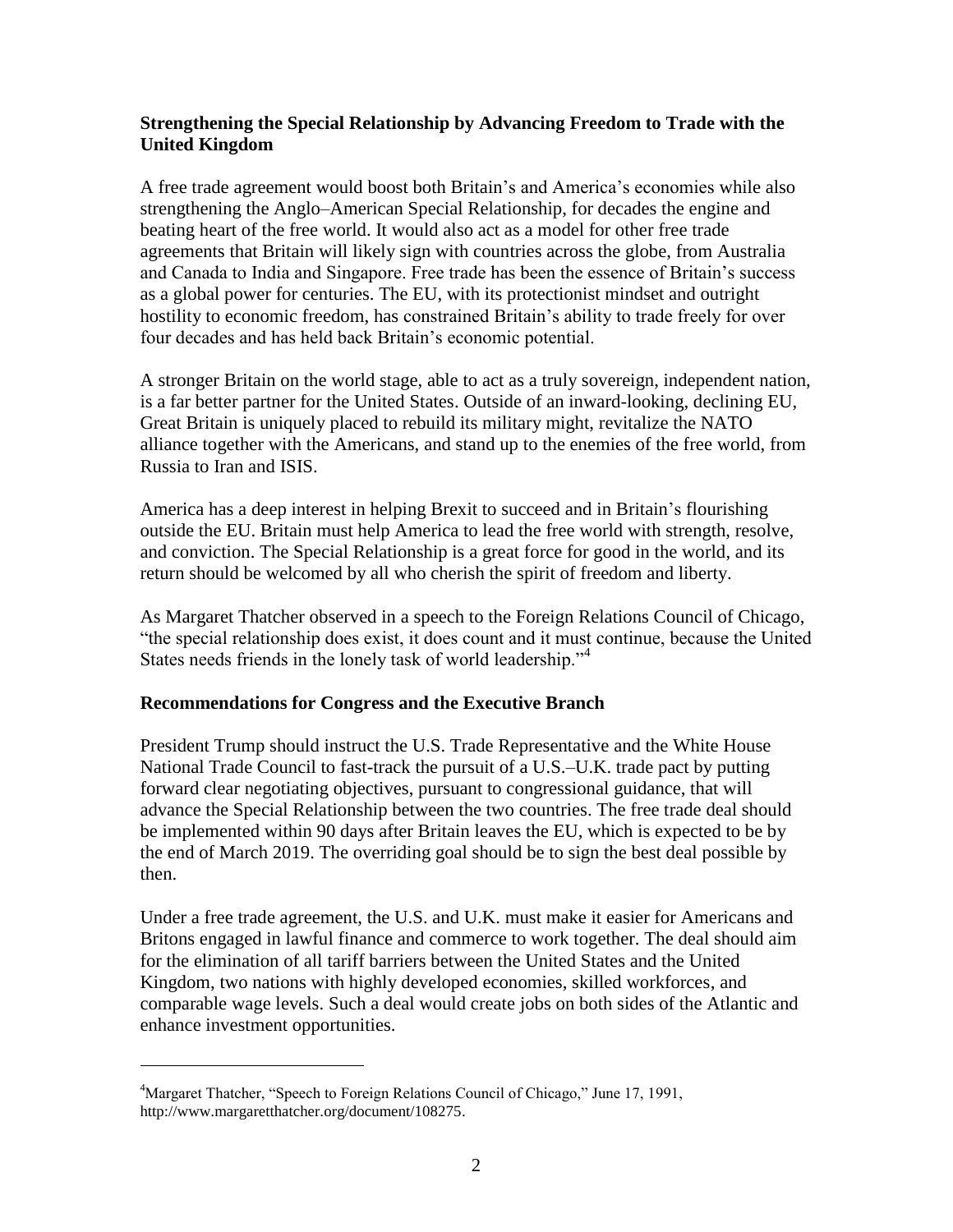**Strengthening the Special Relationship by Advancing Freedom to Trade with the United Kingdom**

A free trade agreement would boost both Britain's and America's economies while also strengthening the Anglo–American Special Relationship, for decades the engine and beating heart of the free world. It would also act as a model for other free trade agreements that Britain will likely sign with countries across the globe, from Australia and Canada to India and Singapore. Free trade has been the essence of Britain's success as a global power for centuries. The EU, with its protectionist mindset and outright hostility to economic freedom, has constrained Britain's ability to trade freely for over four decades and has held back Britain's economic potential.

A stronger Britain on the world stage, able to act as a truly sovereign, independent nation, is a far better partner for the United States. Outside of an inward-looking, declining EU, Great Britain is uniquely placed to rebuild its military might, revitalize the NATO alliance together with the Americans, and stand up to the enemies of the free world, from Russia to Iran and ISIS.

America has a deep interest in helping Brexit to succeed and in Britain's flourishing outside the EU. Britain must help America to lead the free world with strength, resolve, and conviction. The Special Relationship is a great force for good in the world, and its return should be welcomed by all who cherish the spirit of freedom and liberty.

As Margaret Thatcher observed in a speech to the Foreign Relations Council of Chicago, "the special relationship does exist, it does count and it must continue, because the United States needs friends in the lonely task of world leadership."[4]

**Recommendations for Congress and the Executive Branch**

President Trump should instruct the U.S. Trade Representative and the White House National Trade Council to fast-track the pursuit of a U.S.–U.K. trade pact by putting forward clear negotiating objectives, pursuant to congressional guidance, that will advance the Special Relationship between the two countries. The free trade deal should be implemented within 90 days after Britain leaves the EU, which is expected to be by the end of March 2019. The overriding goal should be to sign the best deal possible by then.

Under a free trade agreement, the U.S. and U.K. must make it easier for Americans and Britons engaged in lawful finance and commerce to work together. The deal should aim for the elimination of all tariff barriers between the United States and the United Kingdom, two nations with highly developed economies, skilled workforces, and comparable wage levels. Such a deal would create jobs on both sides of the Atlantic and enhance investment opportunities.

---

[4] Margaret Thatcher, "Speech to Foreign Relations Council of Chicago," June 17, 1991, http://www.margaretthatcher.org/document/108275.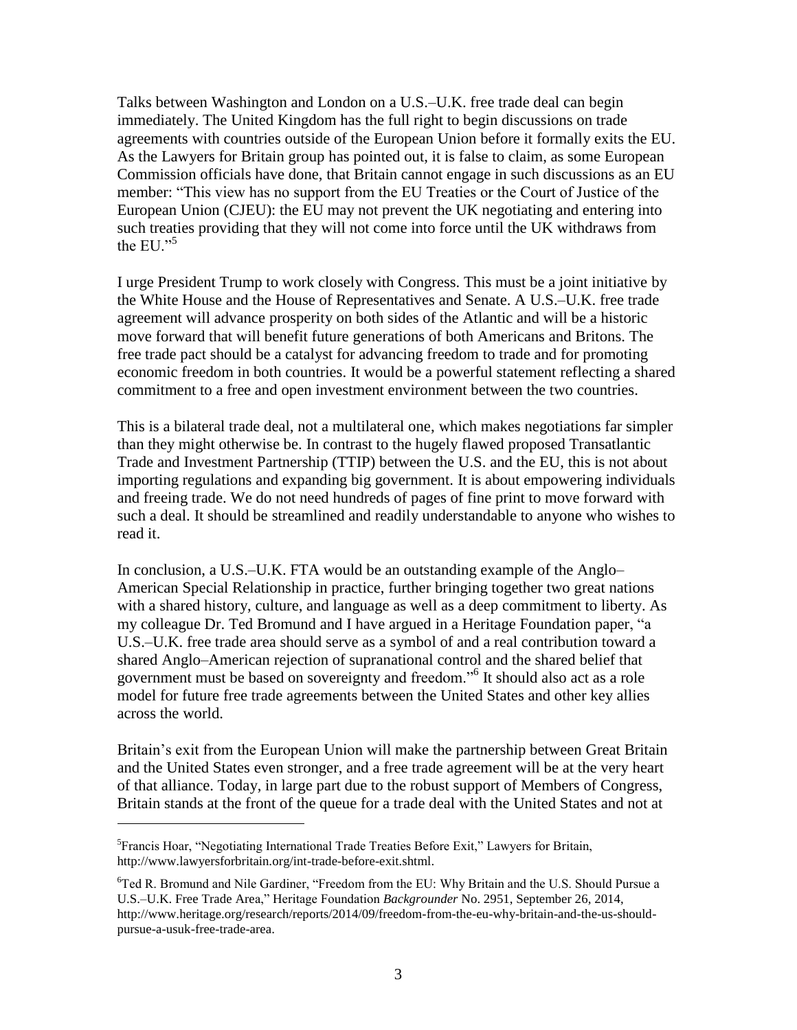Talks between Washington and London on a U.S.–U.K. free trade deal can begin immediately. The United Kingdom has the full right to begin discussions on trade agreements with countries outside of the European Union before it formally exits the EU. As the Lawyers for Britain group has pointed out, it is false to claim, as some European Commission officials have done, that Britain cannot engage in such discussions as an EU member: "This view has no support from the EU Treaties or the Court of Justice of the European Union (CJEU): the EU may not prevent the UK negotiating and entering into such treaties providing that they will not come into force until the UK withdraws from the EU."[5]

I urge President Trump to work closely with Congress. This must be a joint initiative by the White House and the House of Representatives and Senate. A U.S.–U.K. free trade agreement will advance prosperity on both sides of the Atlantic and will be a historic move forward that will benefit future generations of both Americans and Britons. The free trade pact should be a catalyst for advancing freedom to trade and for promoting economic freedom in both countries. It would be a powerful statement reflecting a shared commitment to a free and open investment environment between the two countries.

This is a bilateral trade deal, not a multilateral one, which makes negotiations far simpler than they might otherwise be. In contrast to the hugely flawed proposed Transatlantic Trade and Investment Partnership (TTIP) between the U.S. and the EU, this is not about importing regulations and expanding big government. It is about empowering individuals and freeing trade. We do not need hundreds of pages of fine print to move forward with such a deal. It should be streamlined and readily understandable to anyone who wishes to read it.

In conclusion, a U.S.–U.K. FTA would be an outstanding example of the Anglo–American Special Relationship in practice, further bringing together two great nations with a shared history, culture, and language as well as a deep commitment to liberty. As my colleague Dr. Ted Bromund and I have argued in a Heritage Foundation paper, "a U.S.–U.K. free trade area should serve as a symbol of and a real contribution toward a shared Anglo–American rejection of supranational control and the shared belief that government must be based on sovereignty and freedom."[6] It should also act as a role model for future free trade agreements between the United States and other key allies across the world.

Britain's exit from the European Union will make the partnership between Great Britain and the United States even stronger, and a free trade agreement will be at the very heart of that alliance. Today, in large part due to the robust support of Members of Congress, Britain stands at the front of the queue for a trade deal with the United States and not at

---

[5] Francis Hoar, "Negotiating International Trade Treaties Before Exit," Lawyers for Britain, http://www.lawyersforbritain.org/int-trade-before-exit.shtml.

[6] Ted R. Bromund and Nile Gardiner, "Freedom from the EU: Why Britain and the U.S. Should Pursue a U.S.–U.K. Free Trade Area," Heritage Foundation *Backgrounder* No. 2951, September 26, 2014, http://www.heritage.org/research/reports/2014/09/freedom-from-the-eu-why-britain-and-the-us-should-pursue-a-usuk-free-trade-area.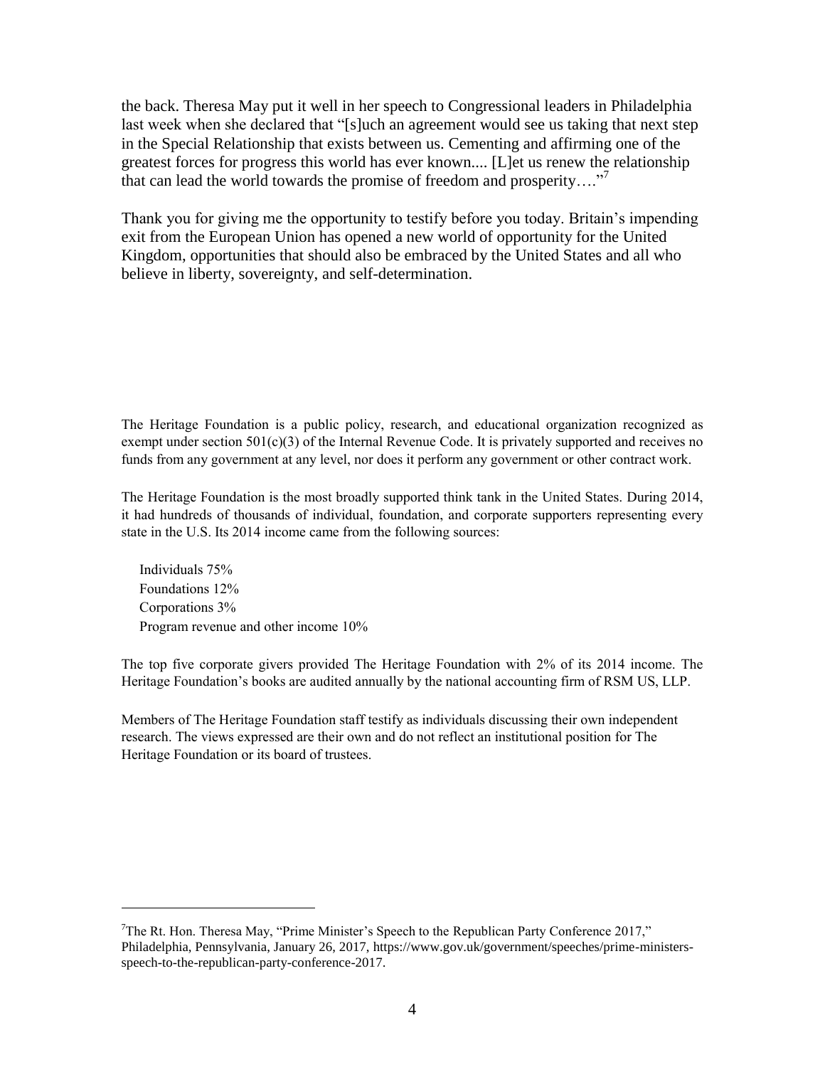the back. Theresa May put it well in her speech to Congressional leaders in Philadelphia last week when she declared that "[s]uch an agreement would see us taking that next step in the Special Relationship that exists between us. Cementing and affirming one of the greatest forces for progress this world has ever known.... [L]et us renew the relationship that can lead the world towards the promise of freedom and prosperity…."[7]

Thank you for giving me the opportunity to testify before you today. Britain's impending exit from the European Union has opened a new world of opportunity for the United Kingdom, opportunities that should also be embraced by the United States and all who believe in liberty, sovereignty, and self-determination.

The Heritage Foundation is a public policy, research, and educational organization recognized as exempt under section 501(c)(3) of the Internal Revenue Code. It is privately supported and receives no funds from any government at any level, nor does it perform any government or other contract work.

The Heritage Foundation is the most broadly supported think tank in the United States. During 2014, it had hundreds of thousands of individual, foundation, and corporate supporters representing every state in the U.S. Its 2014 income came from the following sources:

- Individuals 75%
- Foundations 12%
- Corporations 3%
- Program revenue and other income 10%

The top five corporate givers provided The Heritage Foundation with 2% of its 2014 income. The Heritage Foundation's books are audited annually by the national accounting firm of RSM US, LLP.

Members of The Heritage Foundation staff testify as individuals discussing their own independent research. The views expressed are their own and do not reflect an institutional position for The Heritage Foundation or its board of trustees.

---

[7] The Rt. Hon. Theresa May, "Prime Minister's Speech to the Republican Party Conference 2017," Philadelphia, Pennsylvania, January 26, 2017, https://www.gov.uk/government/speeches/prime-ministers-speech-to-the-republican-party-conference-2017.